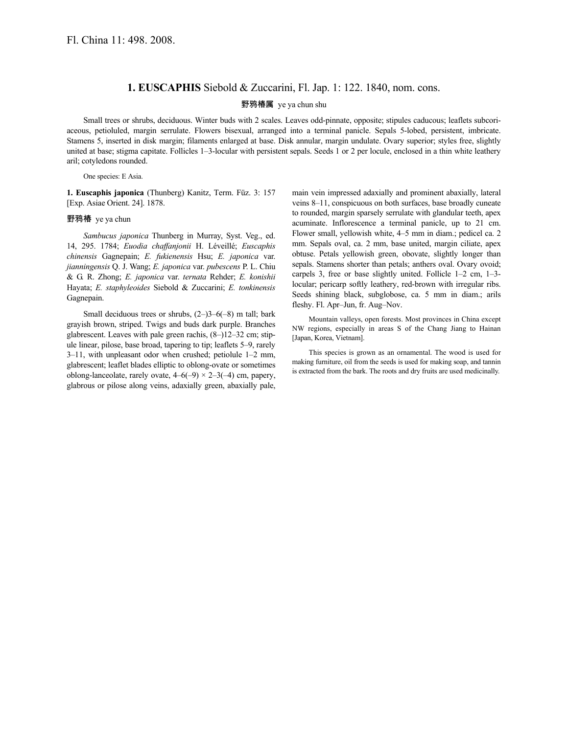Fl. China 11: 498. 2008.

## 1. EUSCAPHIS Siebold & Zuccarini, Fl. Jap. 1: 122. 1840, nom. cons.

野鸦椿属 ye ya chun shu

Small trees or shrubs, deciduous. Winter buds with 2 scales. Leaves odd-pinnate, opposite; stipules caducous; leaflets subcoriaceous, petioluled, margin serrulate. Flowers bisexual, arranged into a terminal panicle. Sepals 5-lobed, persistent, imbricate. Stamens 5, inserted in disk margin; filaments enlarged at base. Disk annular, margin undulate. Ovary superior; styles free, slightly united at base; stigma capitate. Follicles 1–3-locular with persistent sepals. Seeds 1 or 2 per locule, enclosed in a thin white leathery aril; cotyledons rounded.

One species: E Asia.

**1. Euscaphis japonica** (Thunberg) Kanitz, Term. Füz. 3: 157 [Exp. Asiae Orient. 24]. 1878.

野鸦椿 ye ya chun

*Sambucus japonica* Thunberg in Murray, Syst. Veg., ed. 14, 295. 1784; *Euodia chaffanjonii* H. Léveillé; *Euscaphis chinensis* Gagnepain; *E. fukienensis* Hsu; *E. japonica* var. *jianningensis* Q. J. Wang; *E. japonica* var. *pubescens* P. L. Chiu & G. R. Zhong; *E. japonica* var. *ternata* Rehder; *E. konishii* Hayata; *E. staphyleoides* Siebold & Zuccarini; *E. tonkinensis* Gagnepain.

Small deciduous trees or shrubs, (2–)3–6(–8) m tall; bark grayish brown, striped. Twigs and buds dark purple. Branches glabrescent. Leaves with pale green rachis, (8–)12–32 cm; stipule linear, pilose, base broad, tapering to tip; leaflets 5–9, rarely 3–11, with unpleasant odor when crushed; petiolule 1–2 mm, glabrescent; leaflet blades elliptic to oblong-ovate or sometimes oblong-lanceolate, rarely ovate, 4–6(–9) × 2–3(–4) cm, papery, glabrous or pilose along veins, adaxially green, abaxially pale, main vein impressed adaxially and prominent abaxially, lateral veins 8–11, conspicuous on both surfaces, base broadly cuneate to rounded, margin sparsely serrulate with glandular teeth, apex acuminate. Inflorescence a terminal panicle, up to 21 cm. Flower small, yellowish white, 4–5 mm in diam.; pedicel ca. 2 mm. Sepals oval, ca. 2 mm, base united, margin ciliate, apex obtuse. Petals yellowish green, obovate, slightly longer than sepals. Stamens shorter than petals; anthers oval. Ovary ovoid; carpels 3, free or base slightly united. Follicle 1–2 cm, 1–3-locular; pericarp softly leathery, red-brown with irregular ribs. Seeds shining black, subglobose, ca. 5 mm in diam.; arils fleshy. Fl. Apr–Jun, fr. Aug–Nov.

Mountain valleys, open forests. Most provinces in China except NW regions, especially in areas S of the Chang Jiang to Hainan [Japan, Korea, Vietnam].

This species is grown as an ornamental. The wood is used for making furniture, oil from the seeds is used for making soap, and tannin is extracted from the bark. The roots and dry fruits are used medicinally.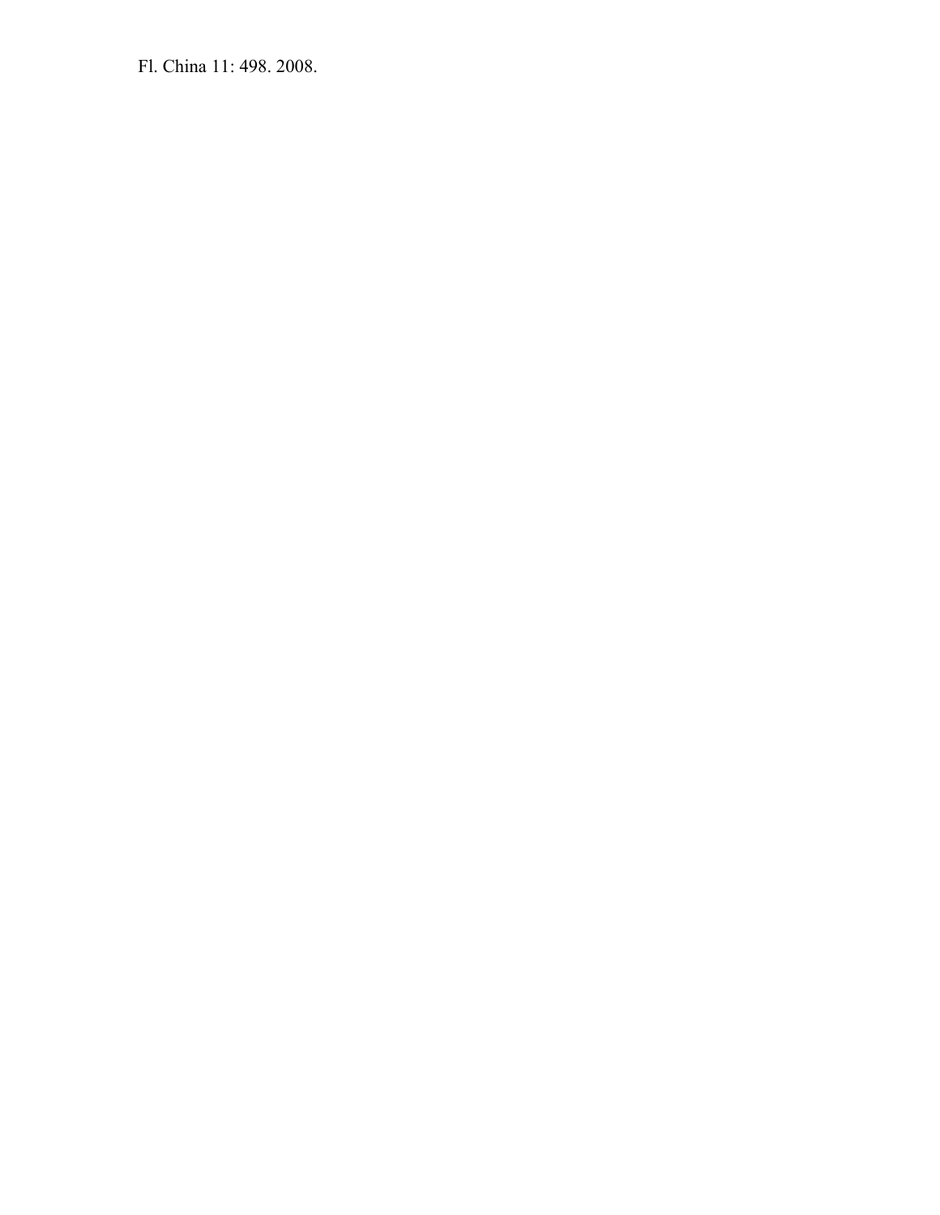Fl. China 11: 498. 2008.